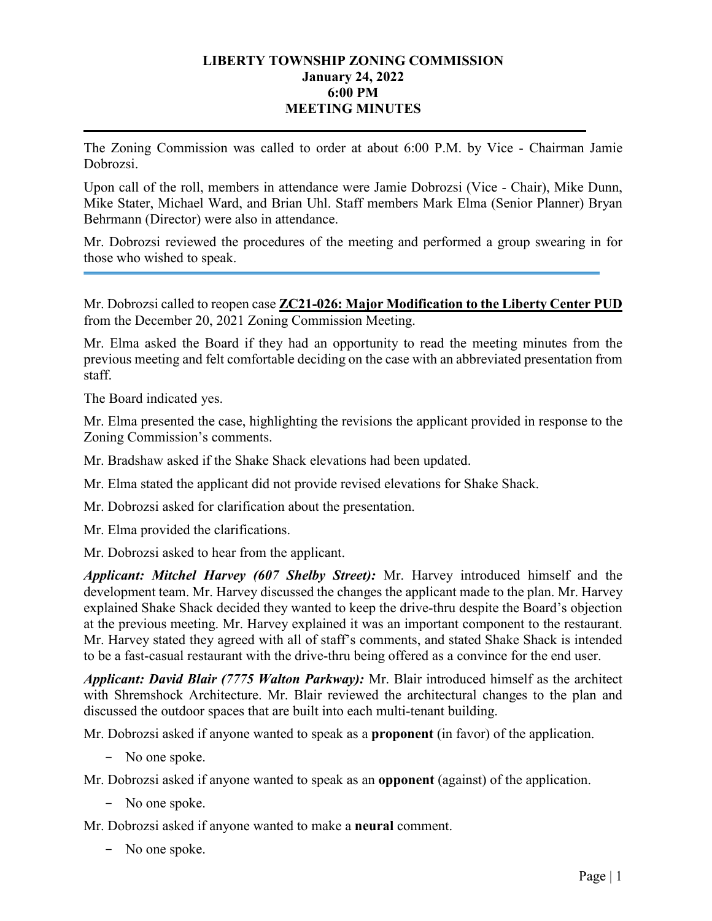# LIBERTY TOWNSHIP ZONING COMMISSION
## January 24, 2022
## 6:00 PM
## MEETING MINUTES

---

The Zoning Commission was called to order at about 6:00 P.M. by Vice - Chairman Jamie Dobrozsi.

Upon call of the roll, members in attendance were Jamie Dobrozsi (Vice - Chair), Mike Dunn, Mike Stater, Michael Ward, and Brian Uhl. Staff members Mark Elma (Senior Planner) Bryan Behrmann (Director) were also in attendance.

Mr. Dobrozsi reviewed the procedures of the meeting and performed a group swearing in for those who wished to speak.

---

Mr. Dobrozsi called to reopen case **ZC21-026: Major Modification to the Liberty Center PUD** from the December 20, 2021 Zoning Commission Meeting.

Mr. Elma asked the Board if they had an opportunity to read the meeting minutes from the previous meeting and felt comfortable deciding on the case with an abbreviated presentation from staff.

The Board indicated yes.

Mr. Elma presented the case, highlighting the revisions the applicant provided in response to the Zoning Commission's comments.

Mr. Bradshaw asked if the Shake Shack elevations had been updated.

Mr. Elma stated the applicant did not provide revised elevations for Shake Shack.

Mr. Dobrozsi asked for clarification about the presentation.

Mr. Elma provided the clarifications.

Mr. Dobrozsi asked to hear from the applicant.

***Applicant: Mitchel Harvey (607 Shelby Street):*** Mr. Harvey introduced himself and the development team. Mr. Harvey discussed the changes the applicant made to the plan. Mr. Harvey explained Shake Shack decided they wanted to keep the drive-thru despite the Board's objection at the previous meeting. Mr. Harvey explained it was an important component to the restaurant. Mr. Harvey stated they agreed with all of staff's comments, and stated Shake Shack is intended to be a fast-casual restaurant with the drive-thru being offered as a convince for the end user.

***Applicant: David Blair (7775 Walton Parkway):*** Mr. Blair introduced himself as the architect with Shremshock Architecture. Mr. Blair reviewed the architectural changes to the plan and discussed the outdoor spaces that are built into each multi-tenant building.

Mr. Dobrozsi asked if anyone wanted to speak as a **proponent** (in favor) of the application.

- No one spoke.

Mr. Dobrozsi asked if anyone wanted to speak as an **opponent** (against) of the application.

- No one spoke.

Mr. Dobrozsi asked if anyone wanted to make a **neural** comment.

- No one spoke.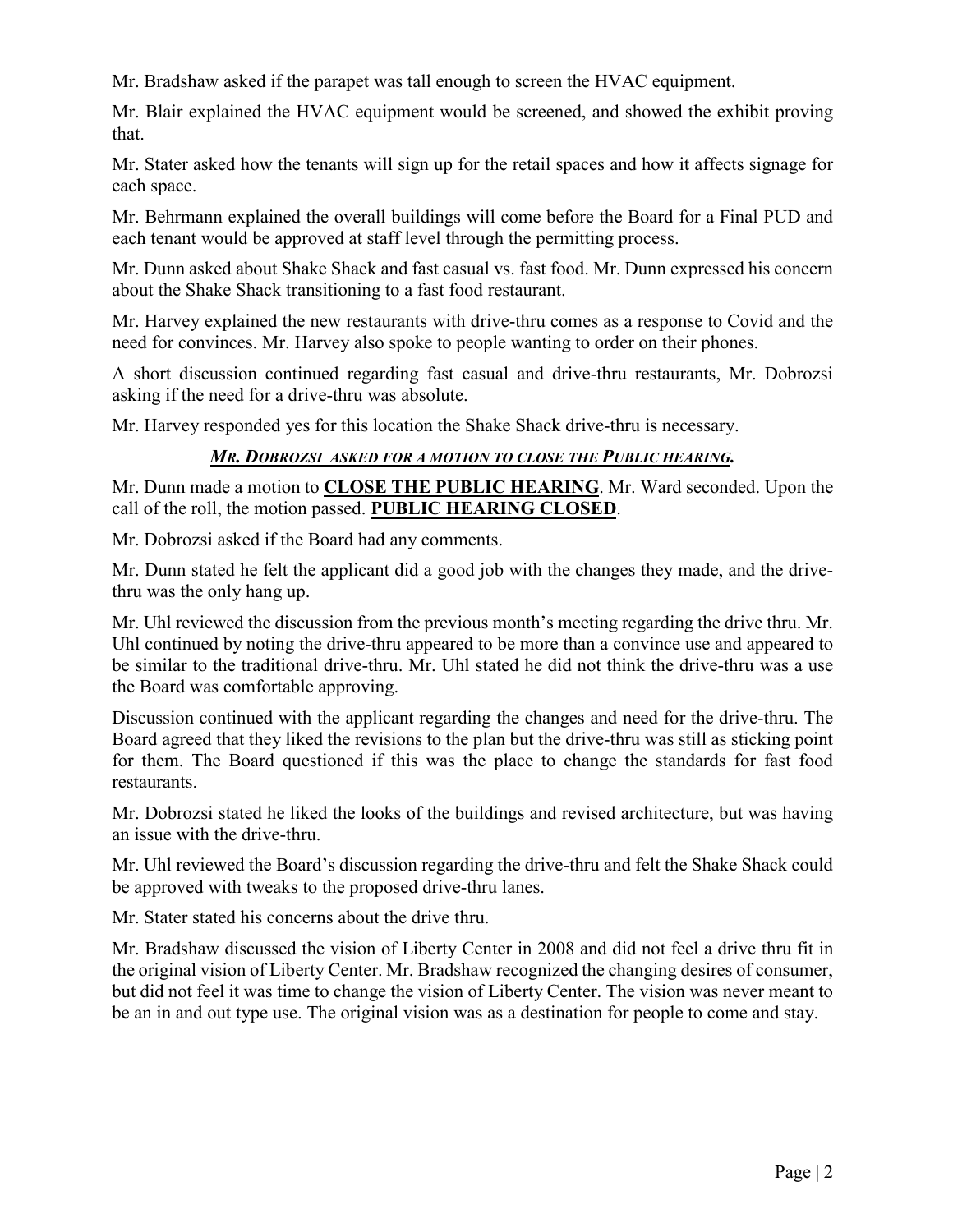Mr. Bradshaw asked if the parapet was tall enough to screen the HVAC equipment.

Mr. Blair explained the HVAC equipment would be screened, and showed the exhibit proving that.

Mr. Stater asked how the tenants will sign up for the retail spaces and how it affects signage for each space.

Mr. Behrmann explained the overall buildings will come before the Board for a Final PUD and each tenant would be approved at staff level through the permitting process.

Mr. Dunn asked about Shake Shack and fast casual vs. fast food. Mr. Dunn expressed his concern about the Shake Shack transitioning to a fast food restaurant.

Mr. Harvey explained the new restaurants with drive-thru comes as a response to Covid and the need for convinces. Mr. Harvey also spoke to people wanting to order on their phones.

A short discussion continued regarding fast casual and drive-thru restaurants, Mr. Dobrozsi asking if the need for a drive-thru was absolute.

Mr. Harvey responded yes for this location the Shake Shack drive-thru is necessary.

***<u>MR. DOBROZSI ASKED FOR A MOTION TO CLOSE THE PUBLIC HEARING.</u>***

Mr. Dunn made a motion to **<u>CLOSE THE PUBLIC HEARING</u>**. Mr. Ward seconded. Upon the call of the roll, the motion passed. **<u>PUBLIC HEARING CLOSED</u>**.

Mr. Dobrozsi asked if the Board had any comments.

Mr. Dunn stated he felt the applicant did a good job with the changes they made, and the drive-thru was the only hang up.

Mr. Uhl reviewed the discussion from the previous month's meeting regarding the drive thru. Mr. Uhl continued by noting the drive-thru appeared to be more than a convince use and appeared to be similar to the traditional drive-thru. Mr. Uhl stated he did not think the drive-thru was a use the Board was comfortable approving.

Discussion continued with the applicant regarding the changes and need for the drive-thru. The Board agreed that they liked the revisions to the plan but the drive-thru was still as sticking point for them. The Board questioned if this was the place to change the standards for fast food restaurants.

Mr. Dobrozsi stated he liked the looks of the buildings and revised architecture, but was having an issue with the drive-thru.

Mr. Uhl reviewed the Board's discussion regarding the drive-thru and felt the Shake Shack could be approved with tweaks to the proposed drive-thru lanes.

Mr. Stater stated his concerns about the drive thru.

Mr. Bradshaw discussed the vision of Liberty Center in 2008 and did not feel a drive thru fit in the original vision of Liberty Center. Mr. Bradshaw recognized the changing desires of consumer, but did not feel it was time to change the vision of Liberty Center. The vision was never meant to be an in and out type use. The original vision was as a destination for people to come and stay.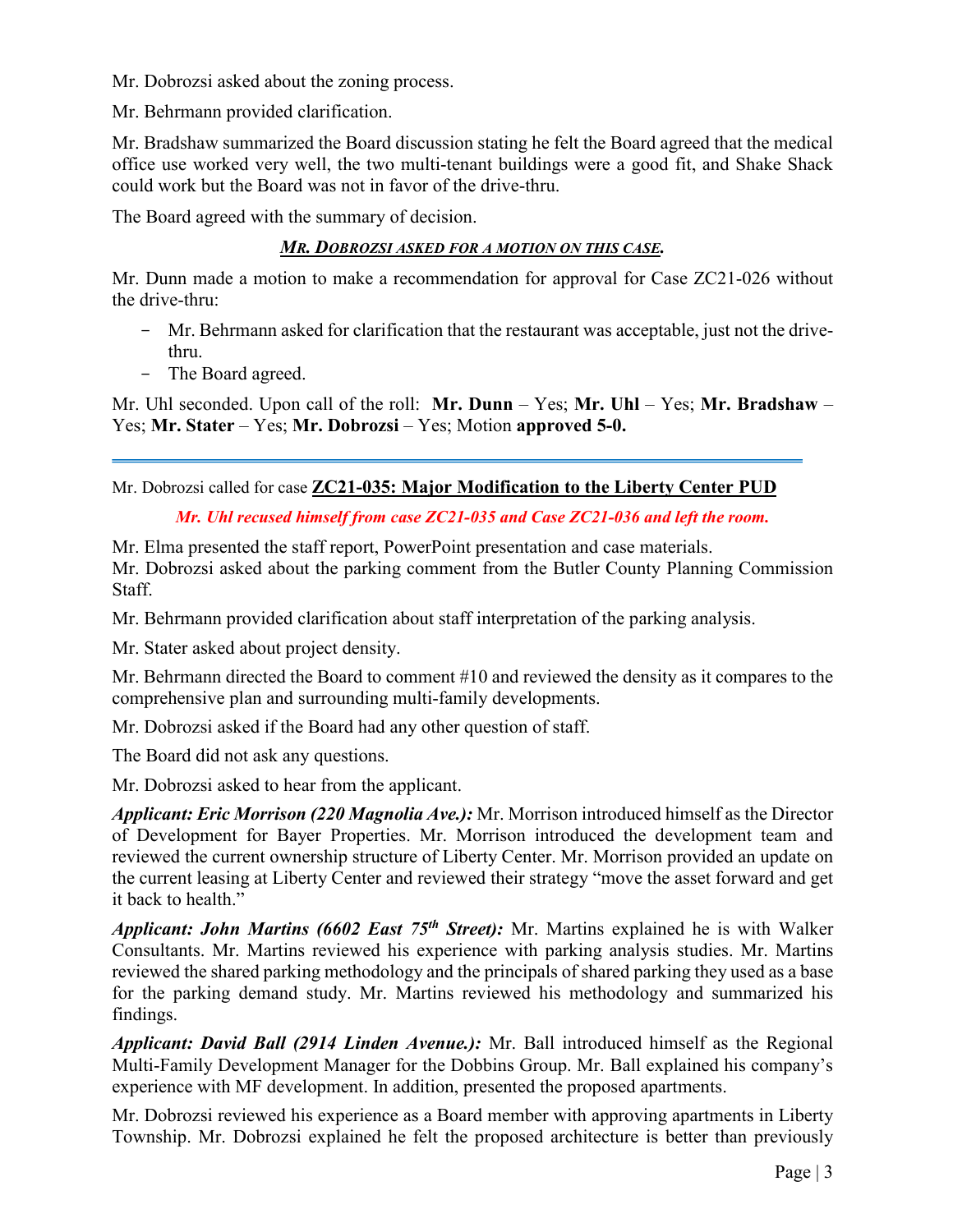Mr. Dobrozsi asked about the zoning process.

Mr. Behrmann provided clarification.

Mr. Bradshaw summarized the Board discussion stating he felt the Board agreed that the medical office use worked very well, the two multi-tenant buildings were a good fit, and Shake Shack could work but the Board was not in favor of the drive-thru.

The Board agreed with the summary of decision.

***<u>MR. DOBROZSI ASKED FOR A MOTION ON THIS CASE.</u>***

Mr. Dunn made a motion to make a recommendation for approval for Case ZC21-026 without the drive-thru:

- Mr. Behrmann asked for clarification that the restaurant was acceptable, just not the drive-thru.
- The Board agreed.

Mr. Uhl seconded. Upon call of the roll: **Mr. Dunn** – Yes; **Mr. Uhl** – Yes; **Mr. Bradshaw** – Yes; **Mr. Stater** – Yes; **Mr. Dobrozsi** – Yes; Motion **approved 5-0.**

---

Mr. Dobrozsi called for case **<u>ZC21-035: Major Modification to the Liberty Center PUD</u>**

***Mr. Uhl recused himself from case ZC21-035 and Case ZC21-036 and left the room.***

Mr. Elma presented the staff report, PowerPoint presentation and case materials.
Mr. Dobrozsi asked about the parking comment from the Butler County Planning Commission Staff.

Mr. Behrmann provided clarification about staff interpretation of the parking analysis.

Mr. Stater asked about project density.

Mr. Behrmann directed the Board to comment #10 and reviewed the density as it compares to the comprehensive plan and surrounding multi-family developments.

Mr. Dobrozsi asked if the Board had any other question of staff.

The Board did not ask any questions.

Mr. Dobrozsi asked to hear from the applicant.

***Applicant: Eric Morrison (220 Magnolia Ave.):*** Mr. Morrison introduced himself as the Director of Development for Bayer Properties. Mr. Morrison introduced the development team and reviewed the current ownership structure of Liberty Center. Mr. Morrison provided an update on the current leasing at Liberty Center and reviewed their strategy "move the asset forward and get it back to health."

***Applicant: John Martins (6602 East 75th Street):*** Mr. Martins explained he is with Walker Consultants. Mr. Martins reviewed his experience with parking analysis studies. Mr. Martins reviewed the shared parking methodology and the principals of shared parking they used as a base for the parking demand study. Mr. Martins reviewed his methodology and summarized his findings.

***Applicant: David Ball (2914 Linden Avenue.):*** Mr. Ball introduced himself as the Regional Multi-Family Development Manager for the Dobbins Group. Mr. Ball explained his company's experience with MF development. In addition, presented the proposed apartments.

Mr. Dobrozsi reviewed his experience as a Board member with approving apartments in Liberty Township. Mr. Dobrozsi explained he felt the proposed architecture is better than previously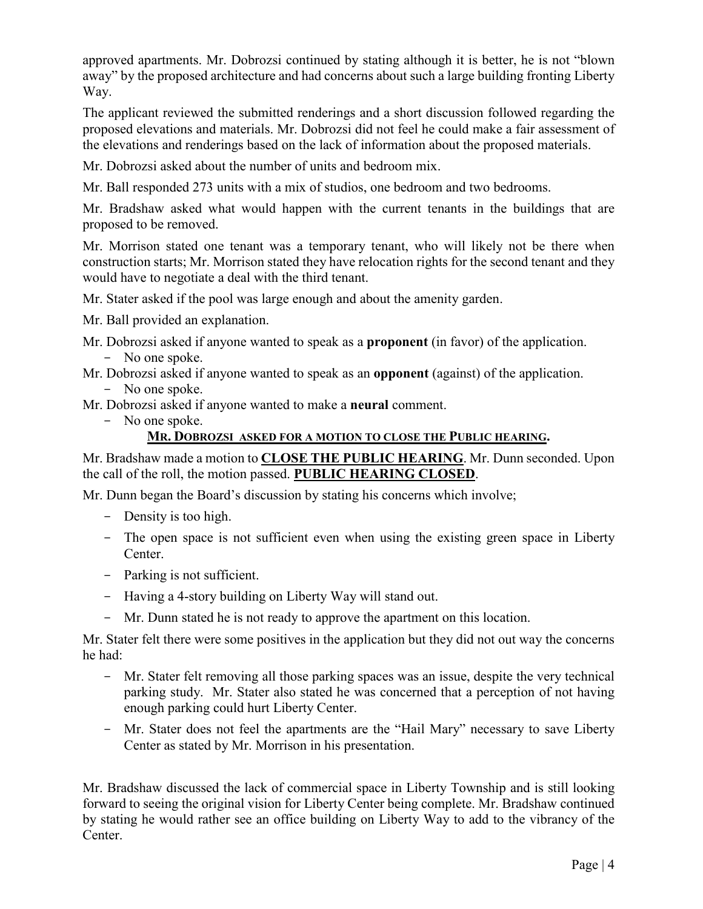approved apartments. Mr. Dobrozsi continued by stating although it is better, he is not "blown away" by the proposed architecture and had concerns about such a large building fronting Liberty Way.

The applicant reviewed the submitted renderings and a short discussion followed regarding the proposed elevations and materials. Mr. Dobrozsi did not feel he could make a fair assessment of the elevations and renderings based on the lack of information about the proposed materials.

Mr. Dobrozsi asked about the number of units and bedroom mix.

Mr. Ball responded 273 units with a mix of studios, one bedroom and two bedrooms.

Mr. Bradshaw asked what would happen with the current tenants in the buildings that are proposed to be removed.

Mr. Morrison stated one tenant was a temporary tenant, who will likely not be there when construction starts; Mr. Morrison stated they have relocation rights for the second tenant and they would have to negotiate a deal with the third tenant.

Mr. Stater asked if the pool was large enough and about the amenity garden.

Mr. Ball provided an explanation.

Mr. Dobrozsi asked if anyone wanted to speak as a **proponent** (in favor) of the application.
- No one spoke.

Mr. Dobrozsi asked if anyone wanted to speak as an **opponent** (against) of the application.
- No one spoke.

Mr. Dobrozsi asked if anyone wanted to make a **neural** comment.
- No one spoke.

**MR. DOBROZSI ASKED FOR A MOTION TO CLOSE THE PUBLIC HEARING.**

Mr. Bradshaw made a motion to **CLOSE THE PUBLIC HEARING**. Mr. Dunn seconded. Upon the call of the roll, the motion passed. **PUBLIC HEARING CLOSED**.

Mr. Dunn began the Board's discussion by stating his concerns which involve;

- Density is too high.
- The open space is not sufficient even when using the existing green space in Liberty Center.
- Parking is not sufficient.
- Having a 4-story building on Liberty Way will stand out.
- Mr. Dunn stated he is not ready to approve the apartment on this location.

Mr. Stater felt there were some positives in the application but they did not out way the concerns he had:

- Mr. Stater felt removing all those parking spaces was an issue, despite the very technical parking study. Mr. Stater also stated he was concerned that a perception of not having enough parking could hurt Liberty Center.
- Mr. Stater does not feel the apartments are the "Hail Mary" necessary to save Liberty Center as stated by Mr. Morrison in his presentation.

Mr. Bradshaw discussed the lack of commercial space in Liberty Township and is still looking forward to seeing the original vision for Liberty Center being complete. Mr. Bradshaw continued by stating he would rather see an office building on Liberty Way to add to the vibrancy of the Center.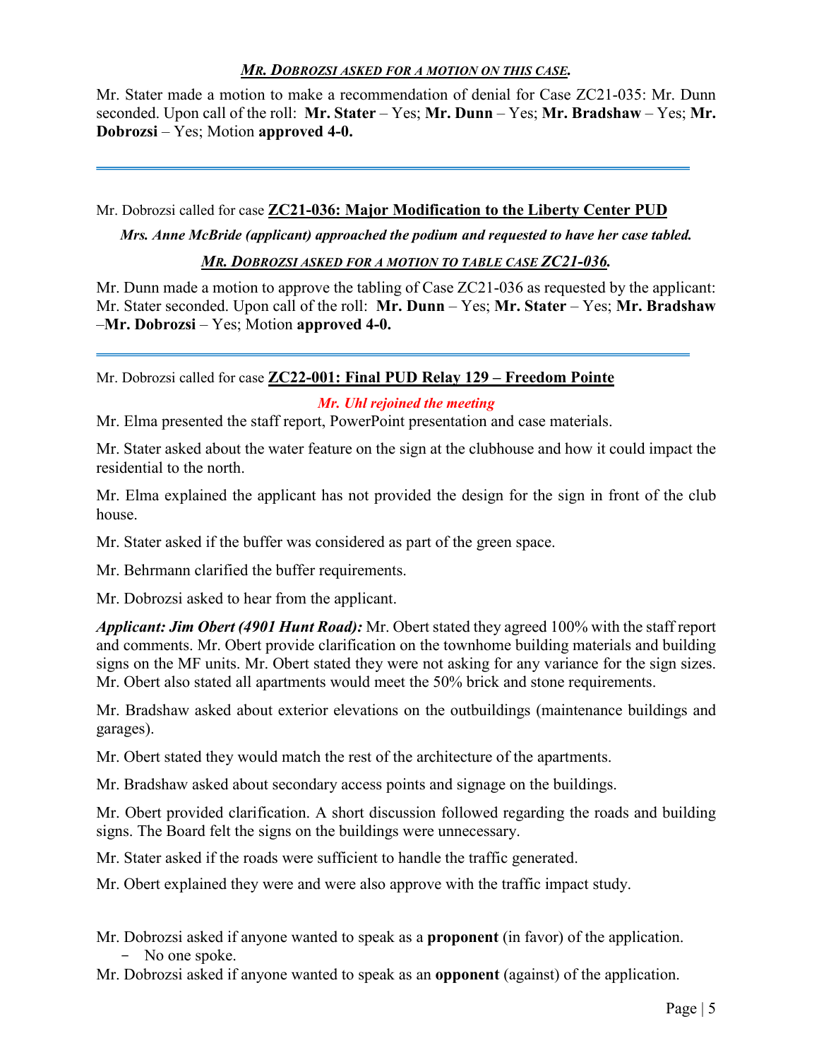***MR. DOBROZSI ASKED FOR A MOTION ON THIS CASE.***

Mr. Stater made a motion to make a recommendation of denial for Case ZC21-035: Mr. Dunn seconded. Upon call of the roll: **Mr. Stater** – Yes; **Mr. Dunn** – Yes; **Mr. Bradshaw** – Yes; **Mr. Dobrozsi** – Yes; Motion **approved 4-0.**

---

Mr. Dobrozsi called for case **ZC21-036: Major Modification to the Liberty Center PUD**

***Mrs. Anne McBride (applicant) approached the podium and requested to have her case tabled.***

***MR. DOBROZSI ASKED FOR A MOTION TO TABLE CASE ZC21-036.***

Mr. Dunn made a motion to approve the tabling of Case ZC21-036 as requested by the applicant: Mr. Stater seconded. Upon call of the roll: **Mr. Dunn** – Yes; **Mr. Stater** – Yes; **Mr. Bradshaw** –**Mr. Dobrozsi** – Yes; Motion **approved 4-0.**

---

Mr. Dobrozsi called for case **ZC22-001: Final PUD Relay 129 – Freedom Pointe**

***Mr. Uhl rejoined the meeting***

Mr. Elma presented the staff report, PowerPoint presentation and case materials.

Mr. Stater asked about the water feature on the sign at the clubhouse and how it could impact the residential to the north.

Mr. Elma explained the applicant has not provided the design for the sign in front of the club house.

Mr. Stater asked if the buffer was considered as part of the green space.

Mr. Behrmann clarified the buffer requirements.

Mr. Dobrozsi asked to hear from the applicant.

***Applicant: Jim Obert (4901 Hunt Road):*** Mr. Obert stated they agreed 100% with the staff report and comments. Mr. Obert provide clarification on the townhome building materials and building signs on the MF units. Mr. Obert stated they were not asking for any variance for the sign sizes. Mr. Obert also stated all apartments would meet the 50% brick and stone requirements.

Mr. Bradshaw asked about exterior elevations on the outbuildings (maintenance buildings and garages).

Mr. Obert stated they would match the rest of the architecture of the apartments.

Mr. Bradshaw asked about secondary access points and signage on the buildings.

Mr. Obert provided clarification. A short discussion followed regarding the roads and building signs. The Board felt the signs on the buildings were unnecessary.

Mr. Stater asked if the roads were sufficient to handle the traffic generated.

Mr. Obert explained they were and were also approve with the traffic impact study.

Mr. Dobrozsi asked if anyone wanted to speak as a **proponent** (in favor) of the application.

- No one spoke.

Mr. Dobrozsi asked if anyone wanted to speak as an **opponent** (against) of the application.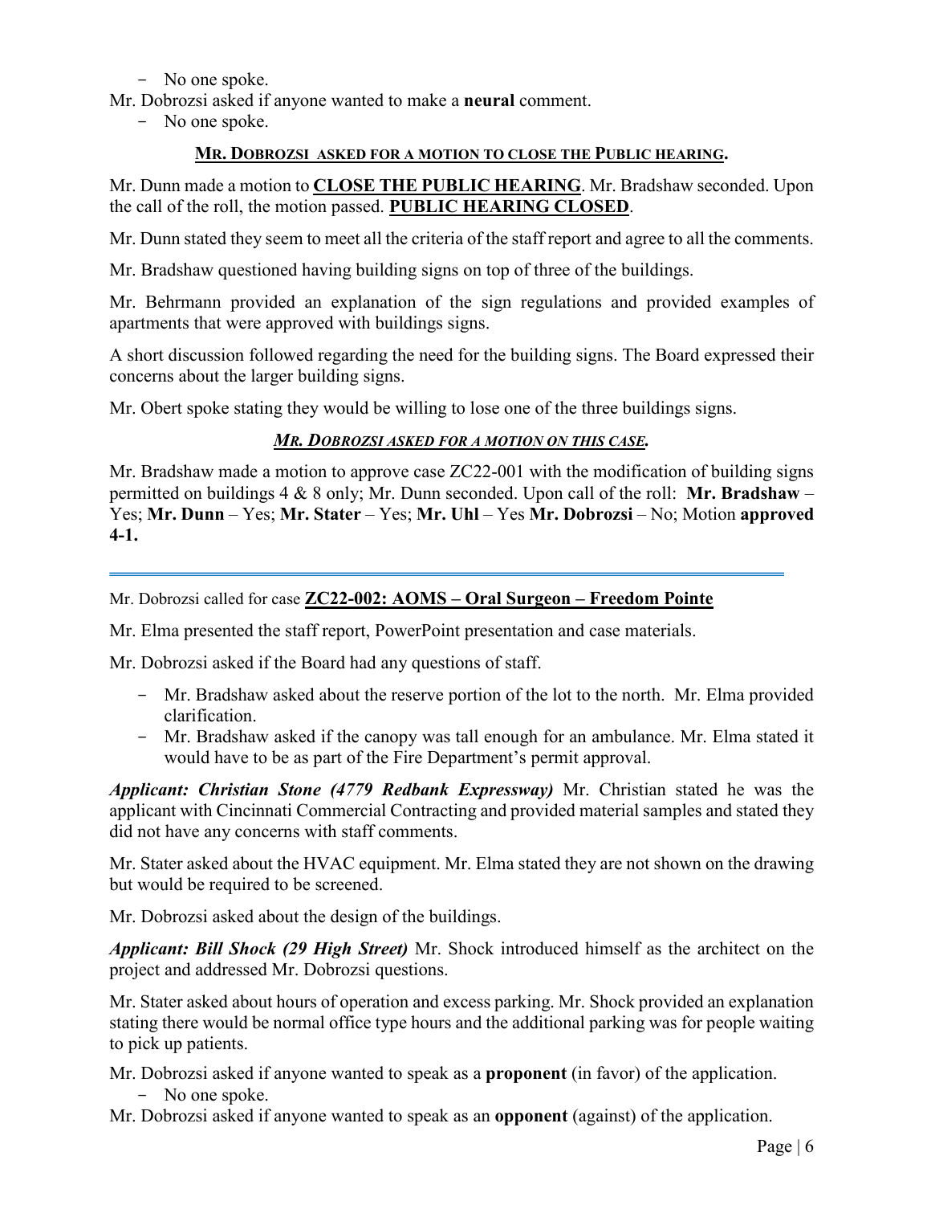- No one spoke.

Mr. Dobrozsi asked if anyone wanted to make a **neural** comment.

- No one spoke.

**MR. DOBROZSI ASKED FOR A MOTION TO CLOSE THE PUBLIC HEARING.**

Mr. Dunn made a motion to **CLOSE THE PUBLIC HEARING**. Mr. Bradshaw seconded. Upon the call of the roll, the motion passed. **PUBLIC HEARING CLOSED**.

Mr. Dunn stated they seem to meet all the criteria of the staff report and agree to all the comments.

Mr. Bradshaw questioned having building signs on top of three of the buildings.

Mr. Behrmann provided an explanation of the sign regulations and provided examples of apartments that were approved with buildings signs.

A short discussion followed regarding the need for the building signs. The Board expressed their concerns about the larger building signs.

Mr. Obert spoke stating they would be willing to lose one of the three buildings signs.

***MR. DOBROZSI ASKED FOR A MOTION ON THIS CASE.***

Mr. Bradshaw made a motion to approve case ZC22-001 with the modification of building signs permitted on buildings 4 & 8 only; Mr. Dunn seconded. Upon call of the roll: **Mr. Bradshaw** – Yes; **Mr. Dunn** – Yes; **Mr. Stater** – Yes; **Mr. Uhl** – Yes **Mr. Dobrozsi** – No; Motion **approved 4-1.**

---

Mr. Dobrozsi called for case **ZC22-002: AOMS – Oral Surgeon – Freedom Pointe**

Mr. Elma presented the staff report, PowerPoint presentation and case materials.

Mr. Dobrozsi asked if the Board had any questions of staff.

- Mr. Bradshaw asked about the reserve portion of the lot to the north. Mr. Elma provided clarification.
- Mr. Bradshaw asked if the canopy was tall enough for an ambulance. Mr. Elma stated it would have to be as part of the Fire Department's permit approval.

***Applicant: Christian Stone (4779 Redbank Expressway)*** Mr. Christian stated he was the applicant with Cincinnati Commercial Contracting and provided material samples and stated they did not have any concerns with staff comments.

Mr. Stater asked about the HVAC equipment. Mr. Elma stated they are not shown on the drawing but would be required to be screened.

Mr. Dobrozsi asked about the design of the buildings.

***Applicant: Bill Shock (29 High Street)*** Mr. Shock introduced himself as the architect on the project and addressed Mr. Dobrozsi questions.

Mr. Stater asked about hours of operation and excess parking. Mr. Shock provided an explanation stating there would be normal office type hours and the additional parking was for people waiting to pick up patients.

Mr. Dobrozsi asked if anyone wanted to speak as a **proponent** (in favor) of the application.

- No one spoke.

Mr. Dobrozsi asked if anyone wanted to speak as an **opponent** (against) of the application.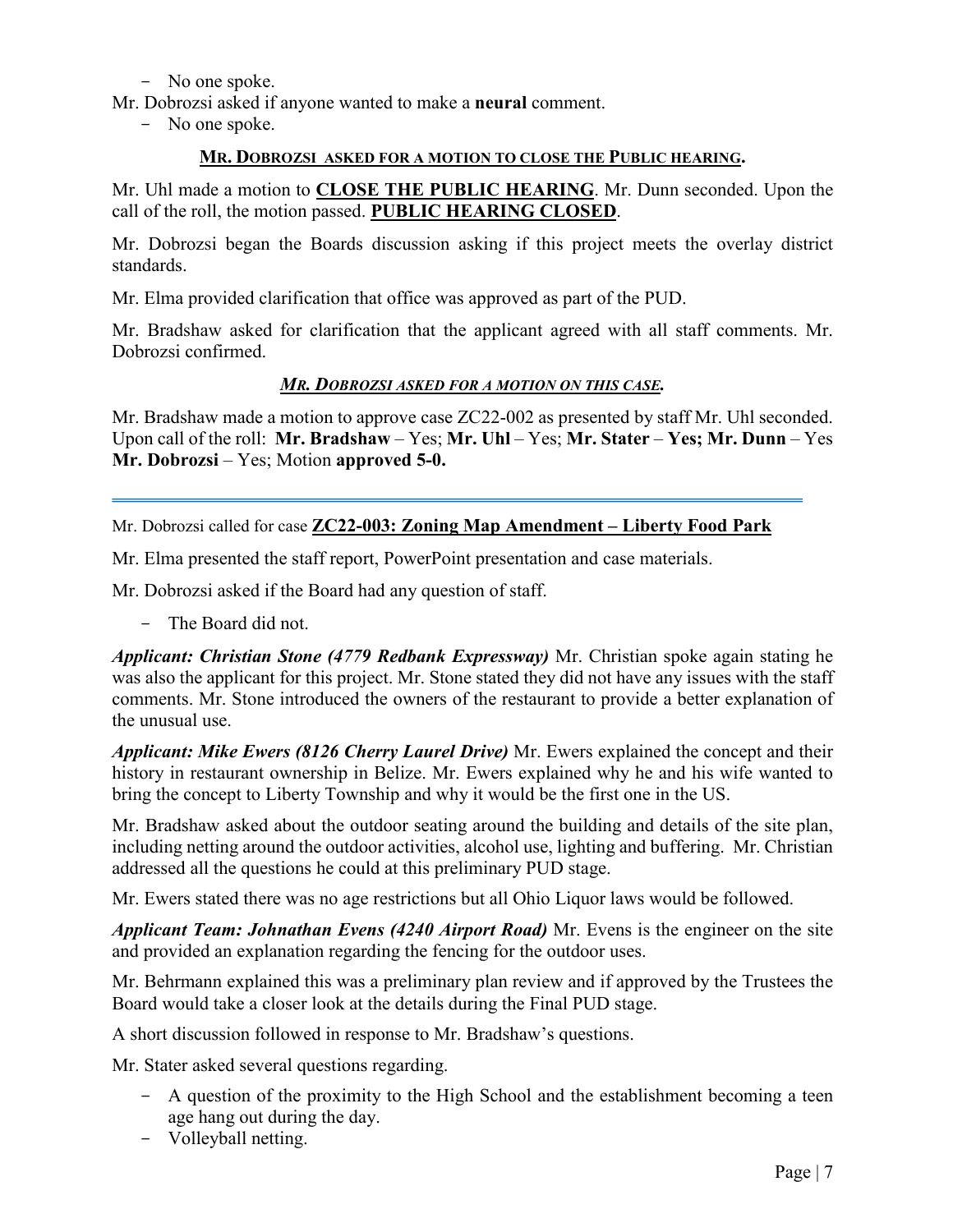- No one spoke.

Mr. Dobrozsi asked if anyone wanted to make a **neural** comment.

- No one spoke.

**MR. DOBROZSI ASKED FOR A MOTION TO CLOSE THE PUBLIC HEARING.**

Mr. Uhl made a motion to **CLOSE THE PUBLIC HEARING**. Mr. Dunn seconded. Upon the call of the roll, the motion passed. **PUBLIC HEARING CLOSED**.

Mr. Dobrozsi began the Boards discussion asking if this project meets the overlay district standards.

Mr. Elma provided clarification that office was approved as part of the PUD.

Mr. Bradshaw asked for clarification that the applicant agreed with all staff comments. Mr. Dobrozsi confirmed.

***MR. DOBROZSI ASKED FOR A MOTION ON THIS CASE.***

Mr. Bradshaw made a motion to approve case ZC22-002 as presented by staff Mr. Uhl seconded. Upon call of the roll: **Mr. Bradshaw** – Yes; **Mr. Uhl** – Yes; **Mr. Stater** – **Yes; Mr. Dunn** – Yes **Mr. Dobrozsi** – Yes; Motion **approved 5-0.**

---

Mr. Dobrozsi called for case **ZC22-003: Zoning Map Amendment – Liberty Food Park**

Mr. Elma presented the staff report, PowerPoint presentation and case materials.

Mr. Dobrozsi asked if the Board had any question of staff.

- The Board did not.

***Applicant: Christian Stone (4779 Redbank Expressway)*** Mr. Christian spoke again stating he was also the applicant for this project. Mr. Stone stated they did not have any issues with the staff comments. Mr. Stone introduced the owners of the restaurant to provide a better explanation of the unusual use.

***Applicant: Mike Ewers (8126 Cherry Laurel Drive)*** Mr. Ewers explained the concept and their history in restaurant ownership in Belize. Mr. Ewers explained why he and his wife wanted to bring the concept to Liberty Township and why it would be the first one in the US.

Mr. Bradshaw asked about the outdoor seating around the building and details of the site plan, including netting around the outdoor activities, alcohol use, lighting and buffering. Mr. Christian addressed all the questions he could at this preliminary PUD stage.

Mr. Ewers stated there was no age restrictions but all Ohio Liquor laws would be followed.

***Applicant Team: Johnathan Evens (4240 Airport Road)*** Mr. Evens is the engineer on the site and provided an explanation regarding the fencing for the outdoor uses.

Mr. Behrmann explained this was a preliminary plan review and if approved by the Trustees the Board would take a closer look at the details during the Final PUD stage.

A short discussion followed in response to Mr. Bradshaw's questions.

Mr. Stater asked several questions regarding.

- A question of the proximity to the High School and the establishment becoming a teen age hang out during the day.
- Volleyball netting.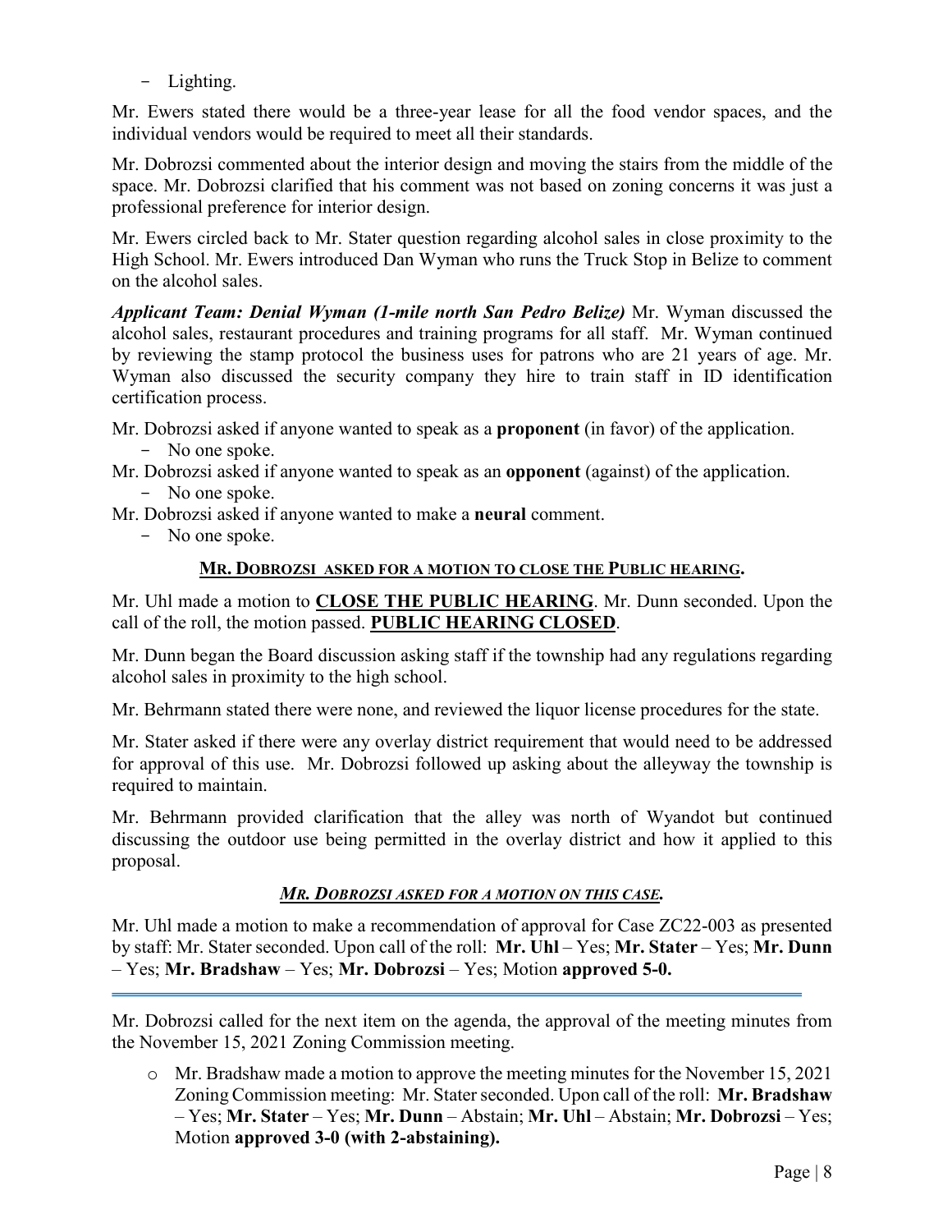- Lighting.

Mr. Ewers stated there would be a three-year lease for all the food vendor spaces, and the individual vendors would be required to meet all their standards.

Mr. Dobrozsi commented about the interior design and moving the stairs from the middle of the space. Mr. Dobrozsi clarified that his comment was not based on zoning concerns it was just a professional preference for interior design.

Mr. Ewers circled back to Mr. Stater question regarding alcohol sales in close proximity to the High School. Mr. Ewers introduced Dan Wyman who runs the Truck Stop in Belize to comment on the alcohol sales.

***Applicant Team: Denial Wyman (1-mile north San Pedro Belize)*** Mr. Wyman discussed the alcohol sales, restaurant procedures and training programs for all staff. Mr. Wyman continued by reviewing the stamp protocol the business uses for patrons who are 21 years of age. Mr. Wyman also discussed the security company they hire to train staff in ID identification certification process.

Mr. Dobrozsi asked if anyone wanted to speak as a **proponent** (in favor) of the application.
- No one spoke.

Mr. Dobrozsi asked if anyone wanted to speak as an **opponent** (against) of the application.
- No one spoke.

Mr. Dobrozsi asked if anyone wanted to make a **neural** comment.
- No one spoke.

**MR. DOBROZSI ASKED FOR A MOTION TO CLOSE THE PUBLIC HEARING.**

Mr. Uhl made a motion to **CLOSE THE PUBLIC HEARING**. Mr. Dunn seconded. Upon the call of the roll, the motion passed. **PUBLIC HEARING CLOSED**.

Mr. Dunn began the Board discussion asking staff if the township had any regulations regarding alcohol sales in proximity to the high school.

Mr. Behrmann stated there were none, and reviewed the liquor license procedures for the state.

Mr. Stater asked if there were any overlay district requirement that would need to be addressed for approval of this use. Mr. Dobrozsi followed up asking about the alleyway the township is required to maintain.

Mr. Behrmann provided clarification that the alley was north of Wyandot but continued discussing the outdoor use being permitted in the overlay district and how it applied to this proposal.

***MR. DOBROZSI ASKED FOR A MOTION ON THIS CASE.***

Mr. Uhl made a motion to make a recommendation of approval for Case ZC22-003 as presented by staff: Mr. Stater seconded. Upon call of the roll: **Mr. Uhl** – Yes; **Mr. Stater** – Yes; **Mr. Dunn** – Yes; **Mr. Bradshaw** – Yes; **Mr. Dobrozsi** – Yes; Motion **approved 5-0.**

---

Mr. Dobrozsi called for the next item on the agenda, the approval of the meeting minutes from the November 15, 2021 Zoning Commission meeting.

- Mr. Bradshaw made a motion to approve the meeting minutes for the November 15, 2021 Zoning Commission meeting: Mr. Stater seconded. Upon call of the roll: **Mr. Bradshaw** – Yes; **Mr. Stater** – Yes; **Mr. Dunn** – Abstain; **Mr. Uhl** – Abstain; **Mr. Dobrozsi** – Yes; Motion **approved 3-0 (with 2-abstaining).**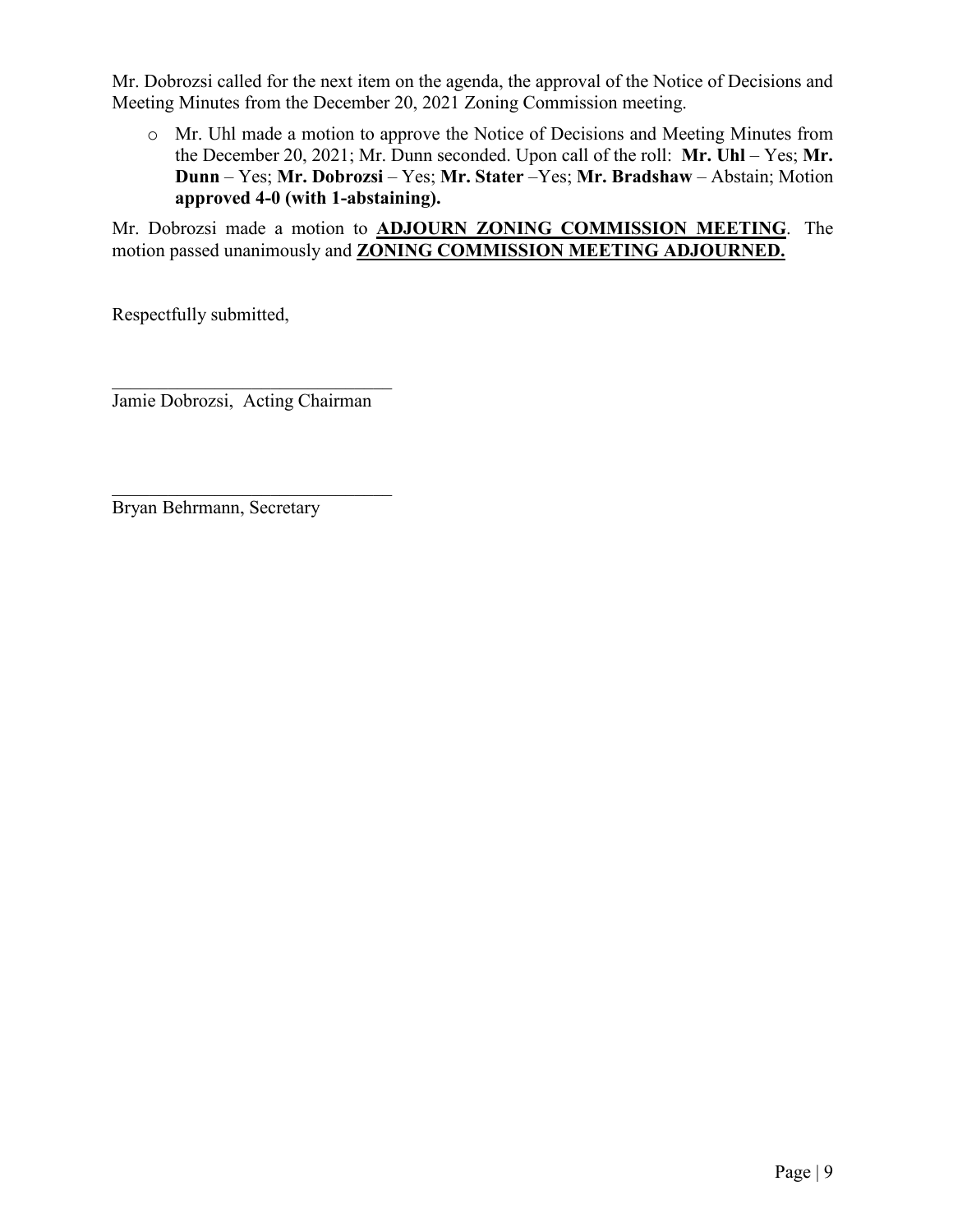Mr. Dobrozsi called for the next item on the agenda, the approval of the Notice of Decisions and Meeting Minutes from the December 20, 2021 Zoning Commission meeting.

- Mr. Uhl made a motion to approve the Notice of Decisions and Meeting Minutes from the December 20, 2021; Mr. Dunn seconded. Upon call of the roll: **Mr. Uhl** – Yes; **Mr. Dunn** – Yes; **Mr. Dobrozsi** – Yes; **Mr. Stater** –Yes; **Mr. Bradshaw** – Abstain; Motion **approved 4-0 (with 1-abstaining).**

Mr. Dobrozsi made a motion to **ADJOURN ZONING COMMISSION MEETING**. The motion passed unanimously and **ZONING COMMISSION MEETING ADJOURNED.**

Respectfully submitted,

\_\_\_\_\_\_\_\_\_\_\_\_\_\_\_\_\_\_\_\_\_\_\_\_\_\_\_\_\_\_\_
Jamie Dobrozsi, Acting Chairman

\_\_\_\_\_\_\_\_\_\_\_\_\_\_\_\_\_\_\_\_\_\_\_\_\_\_\_\_\_\_\_
Bryan Behrmann, Secretary